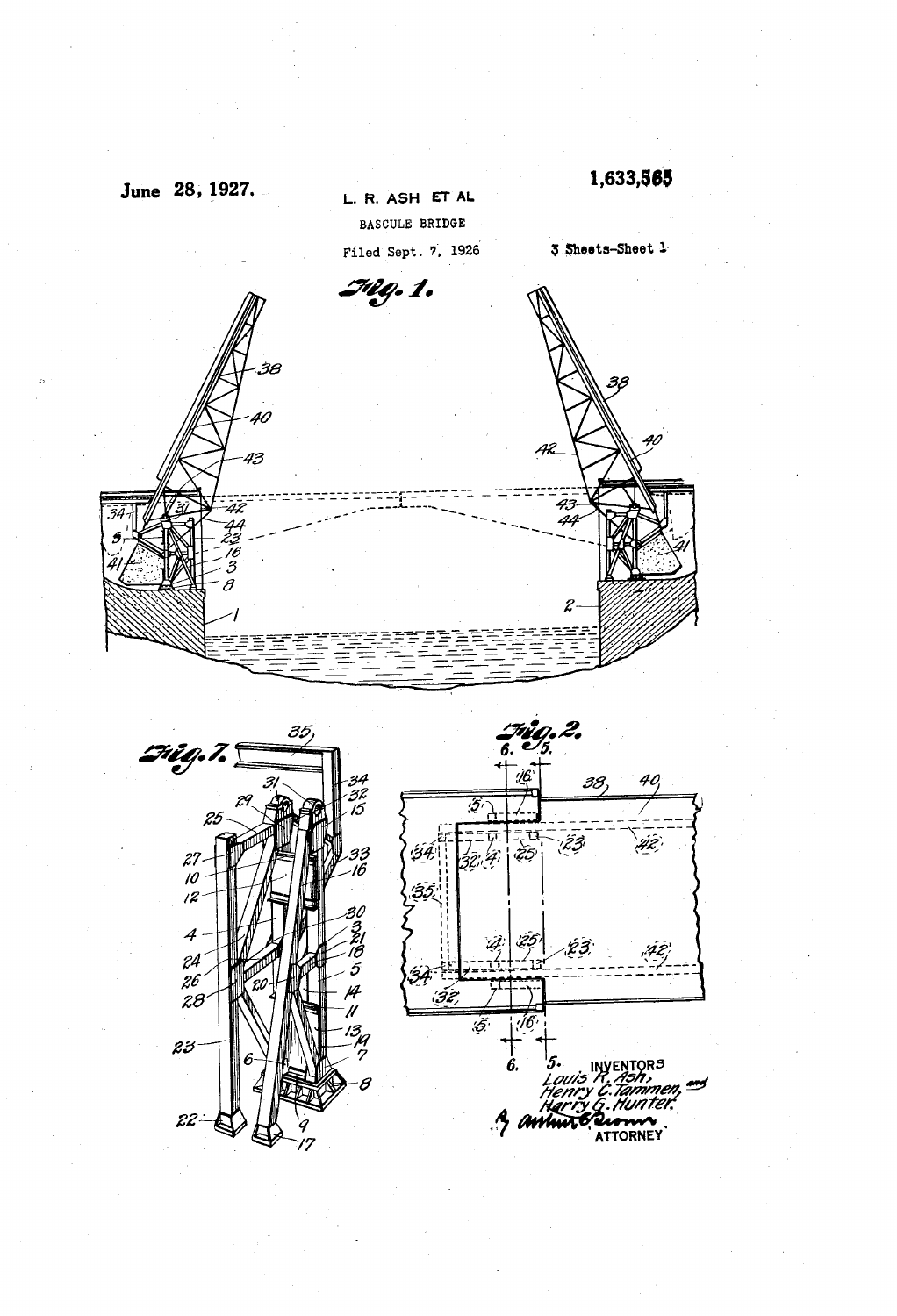June 28, 1927. L. R. ASH ET AL 1,633,565

BASCULE BRIDGE

Filed Sept. 7, 1926 3 Sheets-Sheet 1

Fig. 1.

Fig. 7.

Fig. 2.

INVENTORS
Louis R. Ash,
Henry C. Tammen, and
Harry G. Hunter.
By Arthur C. Brown
ATTORNEY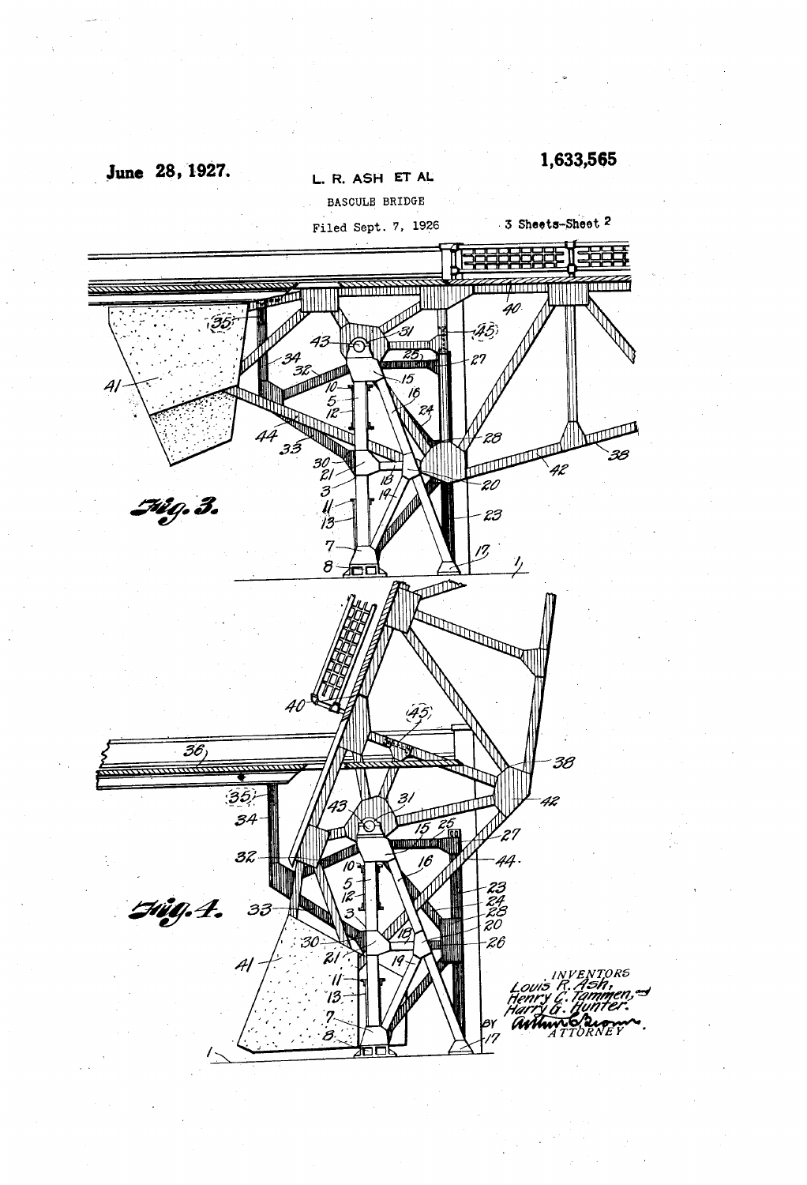June 28, 1927.

**1,633,565**

L. R. ASH ET AL

BASCULE BRIDGE

Filed Sept. 7, 1926

3 Sheets-Sheet 2

Fig. 3.

Fig. 4.

INVENTORS
Louis R. Ash,
Henry C. Tammen, and
Harry G. Hunter.

BY Arthur Brown
ATTORNEY.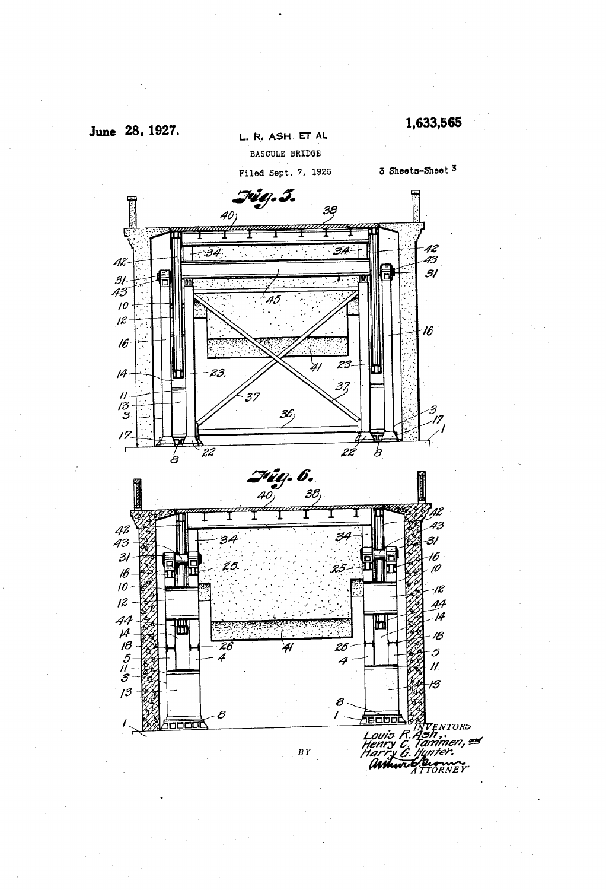June 28, 1927.

L. R. ASH ET AL

BASCULE BRIDGE

Filed Sept. 7, 1926

1,633,565

3 Sheets-Sheet 3

Fig. 5.

Fig. 6.

INVENTORS
Louis R. Ash,
Henry C. Tammen, and
Harry G. Hunter.

BY

ATTORNEY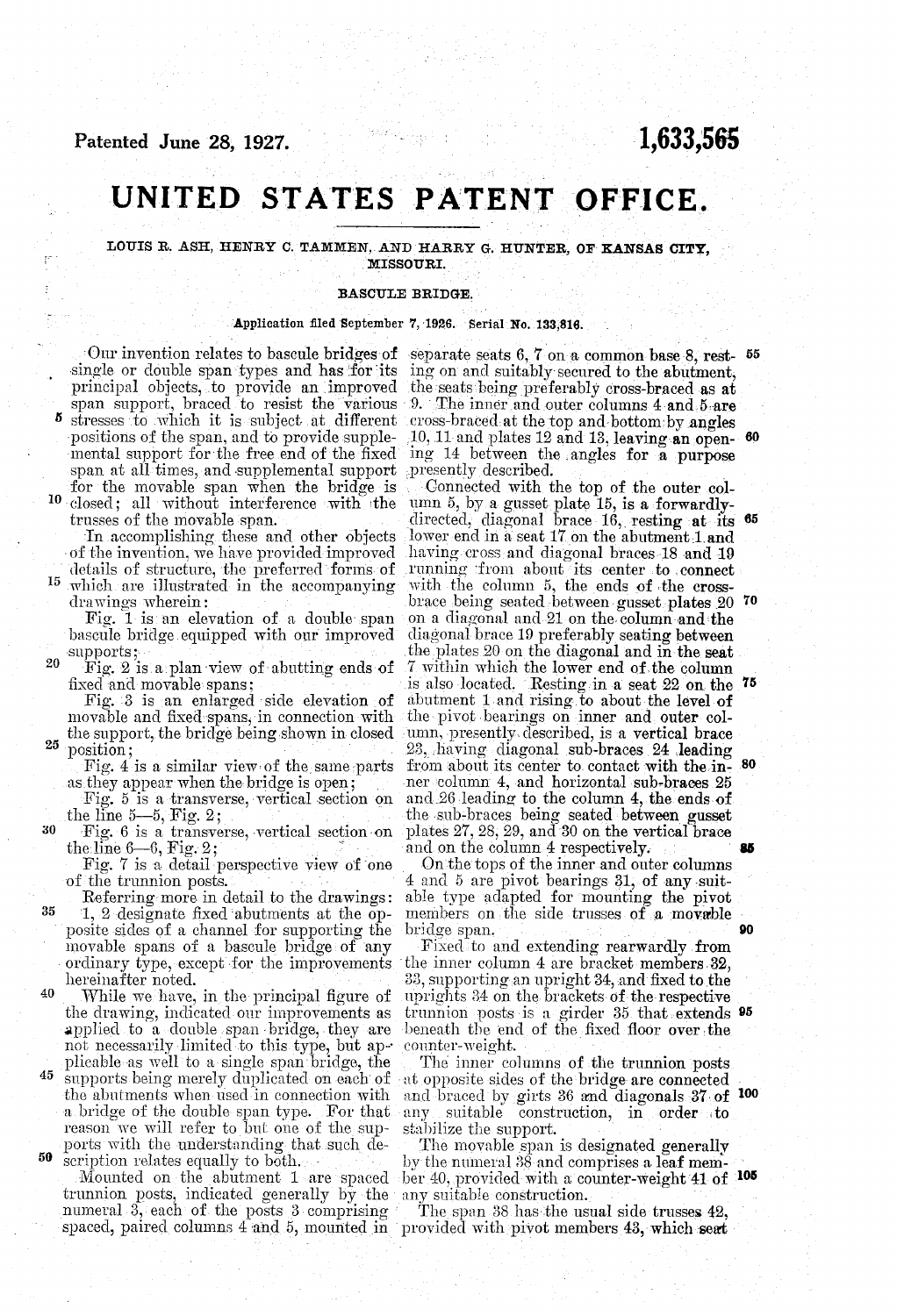Patented June 28, 1927.

**1,633,565**

# UNITED STATES PATENT OFFICE.

LOUIS R. ASH, HENRY C. TAMMEN, AND HARRY G. HUNTER, OF KANSAS CITY, MISSOURI.

## BASCULE BRIDGE.

Application filed September 7, 1926. Serial No. 133,816.

Our invention relates to bascule bridges of single or double span types and has for its principal objects, to provide an improved span support, braced to resist the various stresses to which it is subject at different positions of the span, and to provide supplemental support for the free end of the fixed span at all times, and supplemental support for the movable span when the bridge is closed; all without interference with the trusses of the movable span.

In accomplishing these and other objects of the invention, we have provided improved details of structure, the preferred forms of which are illustrated in the accompanying drawings wherein:

Fig. 1 is an elevation of a double span bascule bridge equipped with our improved supports;

Fig. 2 is a plan view of abutting ends of fixed and movable spans;

Fig. 3 is an enlarged side elevation of movable and fixed spans, in connection with the support, the bridge being shown in closed position;

Fig. 4 is a similar view of the same parts as they appear when the bridge is open;

Fig. 5 is a transverse, vertical section on the line 5—5, Fig. 2;

Fig. 6 is a transverse, vertical section on the line 6—6, Fig. 2;

Fig. 7 is a detail perspective view of one of the trunnion posts.

Referring more in detail to the drawings:

1, 2 designate fixed abutments at the opposite sides of a channel for supporting the movable spans of a bascule bridge of any ordinary type, except for the improvements hereinafter noted.

While we have, in the principal figure of the drawing, indicated our improvements as applied to a double span bridge, they are not necessarily limited to this type, but applicable as well to a single span bridge, the supports being merely duplicated on each of the abutments when used in connection with a bridge of the double span type. For that reason we will refer to but one of the supports with the understanding that such description relates equally to both.

Mounted on the abutment 1 are spaced trunnion posts, indicated generally by the numeral 3, each of the posts 3 comprising spaced, paired columns 4 and 5, mounted in separate seats 6, 7 on a common base 8, resting on and suitably secured to the abutment, the seats being preferably cross-braced as at 9. The inner and outer columns 4 and 5 are cross-braced at the top and bottom by angles 10, 11 and plates 12 and 13, leaving an opening 14 between the angles for a purpose presently described.

Connected with the top of the outer column 5, by a gusset plate 15, is a forwardly-directed, diagonal brace 16, resting at its lower end in a seat 17 on the abutment 1 and having cross and diagonal braces 18 and 19 running from about its center to connect with the column 5, the ends of the cross-brace being seated between gusset plates 20 on a diagonal and 21 on the column and the diagonal brace 19 preferably seating between the plates 20 on the diagonal and in the seat 7 within which the lower end of the column is also located. Resting in a seat 22 on the abutment 1 and rising to about the level of the pivot bearings on inner and outer column, presently described, is a vertical brace 23, having diagonal sub-braces 24 leading from about its center to contact with the inner column 4, and horizontal sub-braces 25 and 26 leading to the column 4, the ends of the sub-braces being seated between gusset plates 27, 28, 29, and 30 on the vertical brace and on the column 4 respectively.

On the tops of the inner and outer columns 4 and 5 are pivot bearings 31, of any suitable type adapted for mounting the pivot members on the side trusses of a movable bridge span.

Fixed to and extending rearwardly from the inner column 4 are bracket members 32, 33, supporting an upright 34, and fixed to the uprights 34 on the brackets of the respective trunnion posts is a girder 35 that extends beneath the end of the fixed floor over the counter-weight.

The inner columns of the trunnion posts at opposite sides of the bridge are connected and braced by girts 36 and diagonals 37 of any suitable construction, in order to stabilize the support.

The movable span is designated generally by the numeral 38 and comprises a leaf member 40, provided with a counter-weight 41 of any suitable construction.

The span 38 has the usual side trusses 42, provided with pivot members 43, which seat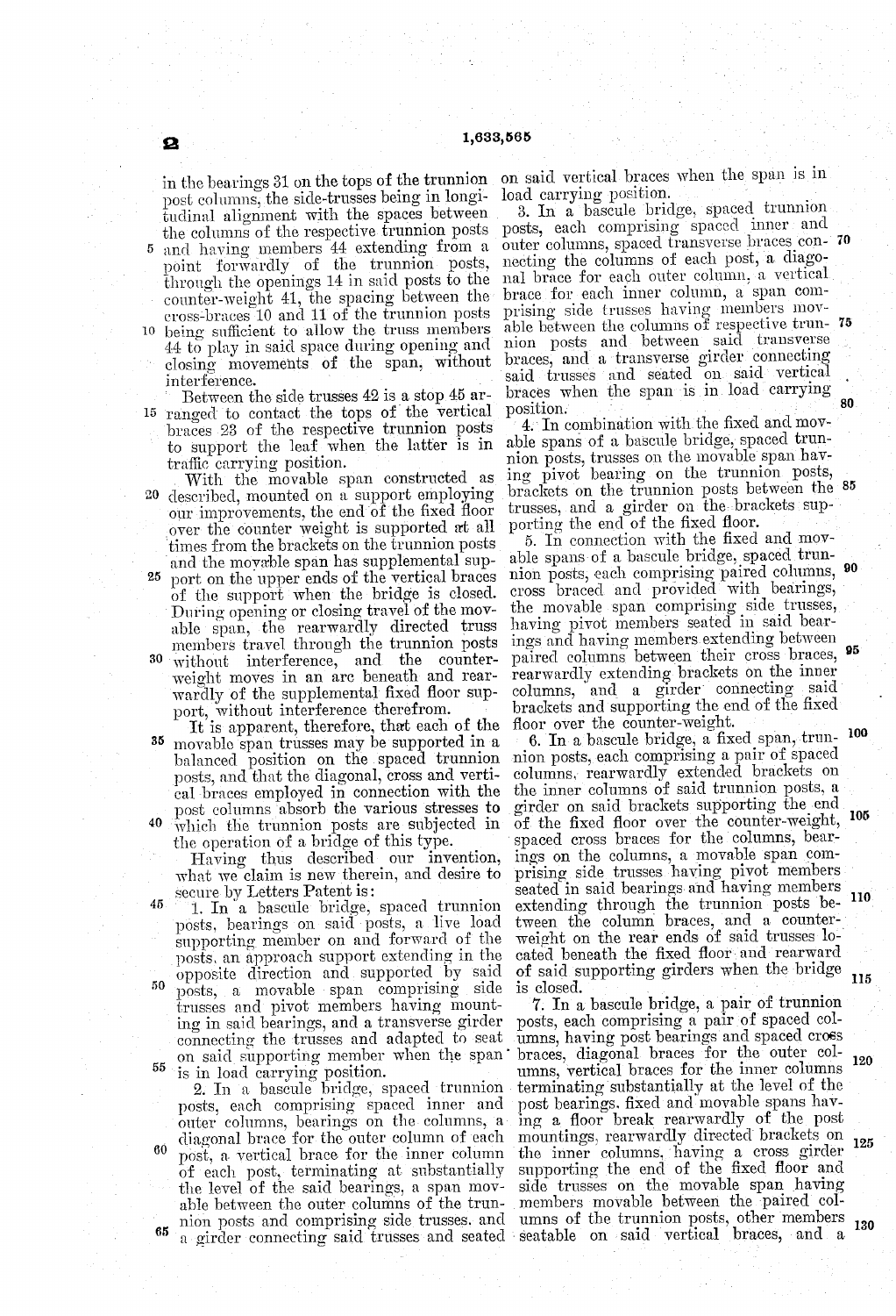in the bearings 31 on the tops of the trunnion post columns, the side-trusses being in longitudinal alignment with the spaces between the columns of the respective trunnion posts and having members 44 extending from a point forwardly of the trunnion posts, through the openings 14 in said posts to the counter-weight 41, the spacing between the cross-braces 10 and 11 of the trunnion posts being sufficient to allow the truss members 44 to play in said space during opening and closing movements of the span, without interference.

Between the side trusses 42 is a stop 45 arranged to contact the tops of the vertical braces 23 of the respective trunnion posts to support the leaf when the latter is in traffic carrying position.

With the movable span constructed as described, mounted on a support employing our improvements, the end of the fixed floor over the counter weight is supported at all times from the brackets on the trunnion posts and the movable span has supplemental support on the upper ends of the vertical braces of the support when the bridge is closed. During opening or closing travel of the movable span, the rearwardly directed truss members travel through the trunnion posts without interference, and the counterweight moves in an arc beneath and rearwardly of the supplemental fixed floor support, without interference therefrom.

It is apparent, therefore, that each of the movable span trusses may be supported in a balanced position on the spaced trunnion posts, and that the diagonal, cross and vertical braces employed in connection with the post columns absorb the various stresses to which the trunnion posts are subjected in the operation of a bridge of this type.

Having thus described our invention, what we claim is new therein, and desire to secure by Letters Patent is:

1. In a bascule bridge, spaced trunnion posts, bearings on said posts, a live load supporting member on and forward of the posts, an approach support extending in the opposite direction and supported by said posts, a movable span comprising side trusses and pivot members having mounting in said bearings, and a transverse girder connecting the trusses and adapted to seat on said supporting member when the span is in load carrying position.

2. In a bascule bridge, spaced trunnion posts, each comprising spaced inner and outer columns, bearings on the columns, a diagonal brace for the outer column of each post, a vertical brace for the inner column of each post, terminating at substantially the level of the said bearings, a span movable between the outer columns of the trunnion posts and comprising side trusses, and a girder connecting said trusses and seated on said vertical braces when the span is in load carrying position.

3. In a bascule bridge, spaced trunnion posts, each comprising spaced inner and outer columns, spaced transverse braces connecting the columns of each post, a diagonal brace for each outer column, a vertical brace for each inner column, a span comprising side trusses having members movable between the columns of respective trunnion posts and between said transverse braces, and a transverse girder connecting said trusses and seated on said vertical braces when the span is in load carrying position.

4. In combination with the fixed and movable spans of a bascule bridge, spaced trunnion posts, trusses on the movable span having pivot bearing on the trunnion posts, brackets on the trunnion posts between the trusses, and a girder on the brackets supporting the end of the fixed floor.

5. In connection with the fixed and movable spans of a bascule bridge, spaced trunnion posts, each comprising paired columns, cross braced and provided with bearings, the movable span comprising side trusses, having pivot members seated in said bearings and having members extending between paired columns between their cross braces, rearwardly extending brackets on the inner columns, and a girder connecting said brackets and supporting the end of the fixed floor over the counter-weight.

6. In a bascule bridge, a fixed span, trunnion posts, each comprising a pair of spaced columns, rearwardly extended brackets on the inner columns of said trunnion posts, a girder on said brackets supporting the end of the fixed floor over the counter-weight, spaced cross braces for the columns, bearings on the columns, a movable span comprising side trusses having pivot members seated in said bearings and having members extending through the trunnion posts between the column braces, and a counterweight on the rear ends of said trusses located beneath the fixed floor and rearward of said supporting girders when the bridge is closed.

7. In a bascule bridge, a pair of trunnion posts, each comprising a pair of spaced columns, having post bearings and spaced cross braces, diagonal braces for the outer columns, vertical braces for the inner columns terminating substantially at the level of the post bearings, fixed and movable spans having a floor break rearwardly of the post mountings, rearwardly directed brackets on the inner columns, having a cross girder supporting the end of the fixed floor and side trusses on the movable span having members movable between the paired columns of the trunnion posts, other members seatable on said vertical braces, and a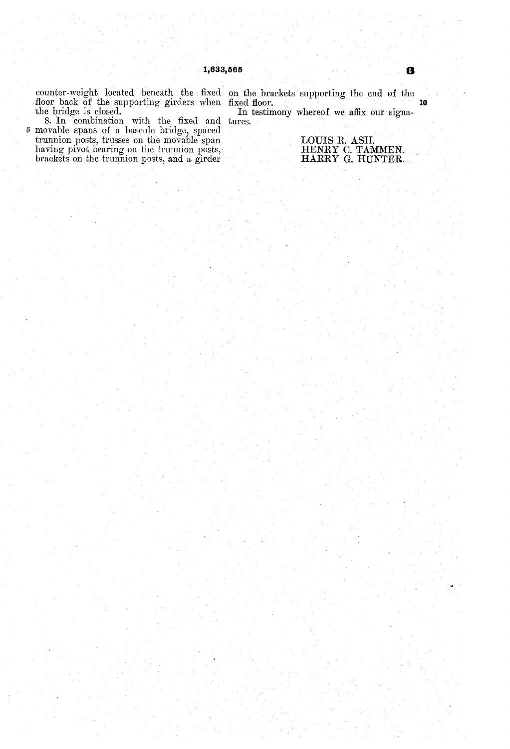counter-weight located beneath the fixed floor back of the supporting girders when the bridge is closed.

8. In combination with the fixed and movable spans of a bascule bridge, spaced trunnion posts, trusses on the movable span having pivot bearing on the trunnion posts, brackets on the trunnion posts, and a girder on the brackets supporting the end of the fixed floor.

In testimony whereof we affix our signatures.

LOUIS R. ASH.
HENRY C. TAMMEN.
HARRY G. HUNTER.